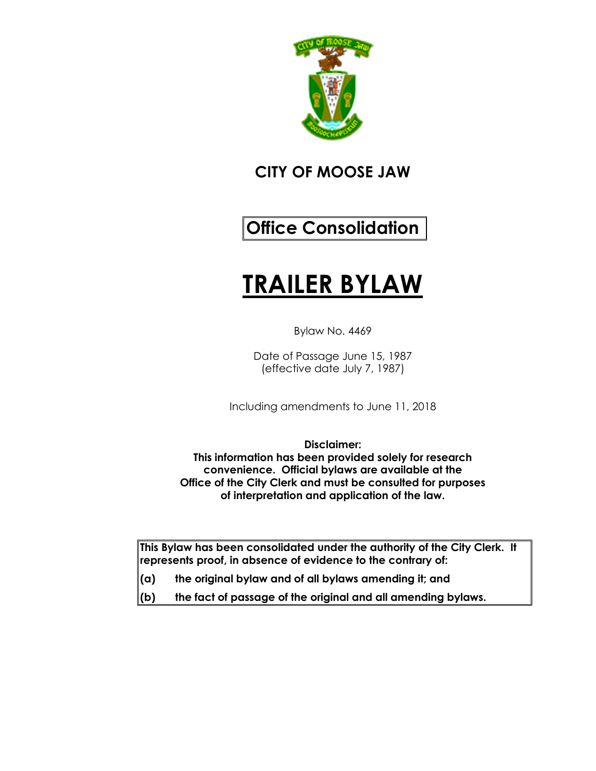# CITY OF MOOSE JAW

## Office Consolidation

# TRAILER BYLAW

Bylaw No. 4469

Date of Passage June 15, 1987
(effective date July 7, 1987)

Including amendments to June 11, 2018

**Disclaimer:**
**This information has been provided solely for research convenience. Official bylaws are available at the Office of the City Clerk and must be consulted for purposes of interpretation and application of the law.**

**This Bylaw has been consolidated under the authority of the City Clerk. It represents proof, in absence of evidence to the contrary of:**

**(a) the original bylaw and of all bylaws amending it; and**

**(b) the fact of passage of the original and all amending bylaws.**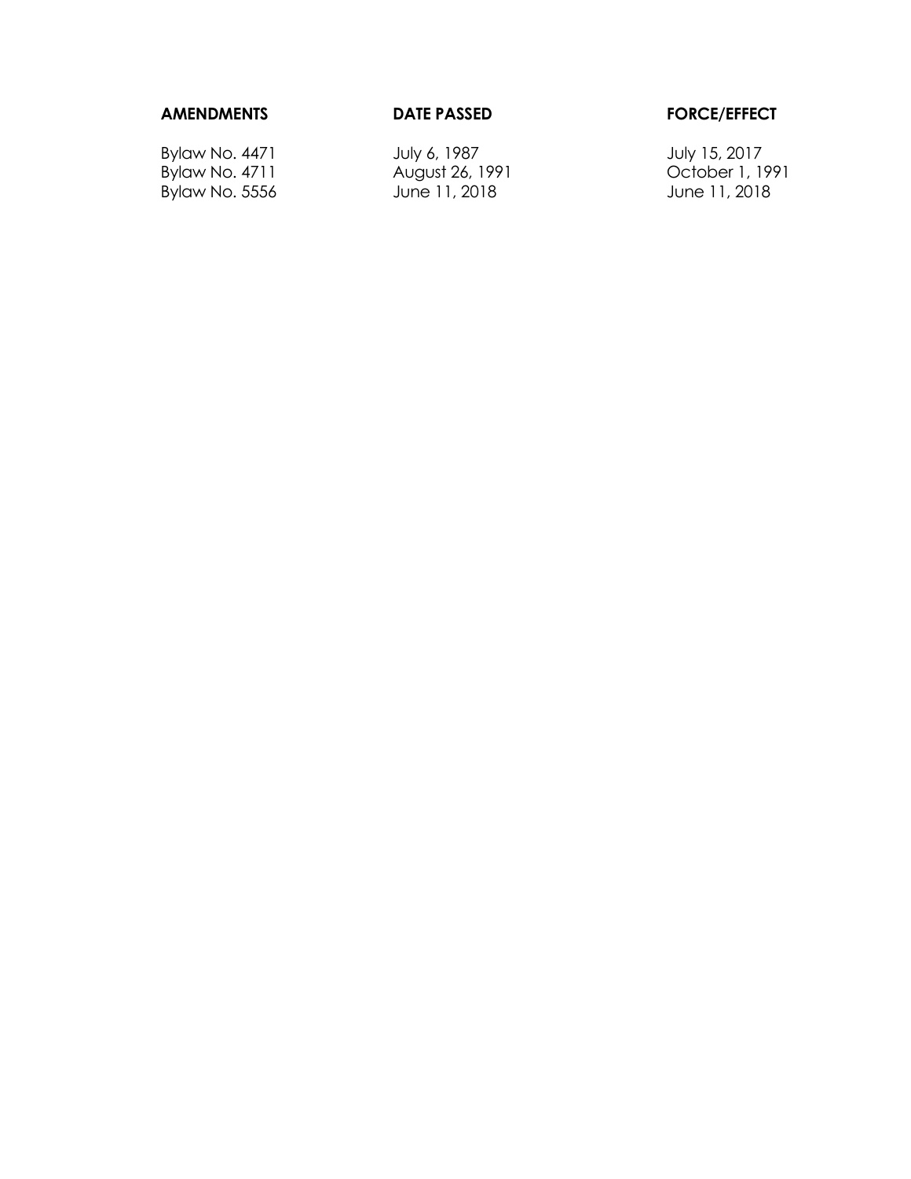| AMENDMENTS | DATE PASSED | FORCE/EFFECT |
|---|---|---|
| Bylaw No. 4471 | July 6, 1987 | July 15, 2017 |
| Bylaw No. 4711 | August 26, 1991 | October 1, 1991 |
| Bylaw No. 5556 | June 11, 2018 | June 11, 2018 |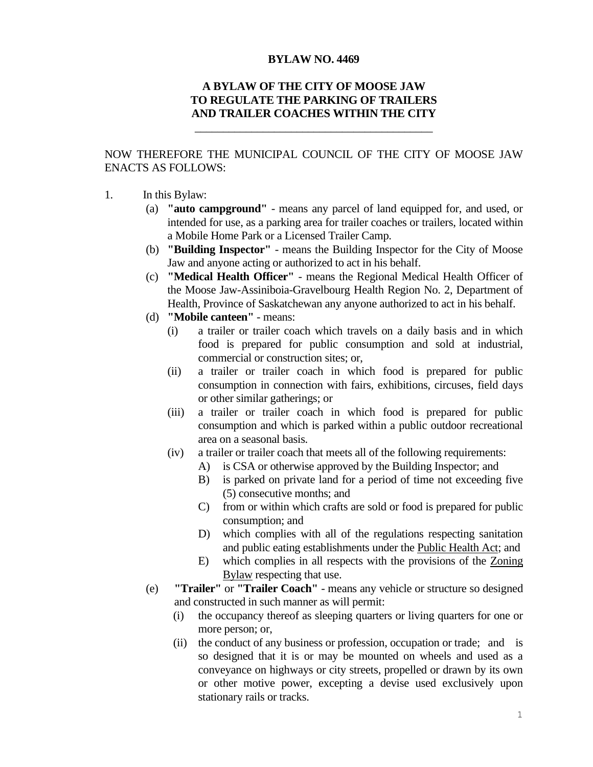**BYLAW NO. 4469**

**A BYLAW OF THE CITY OF MOOSE JAW TO REGULATE THE PARKING OF TRAILERS AND TRAILER COACHES WITHIN THE CITY**

---

NOW THEREFORE THE MUNICIPAL COUNCIL OF THE CITY OF MOOSE JAW ENACTS AS FOLLOWS:

1. In this Bylaw:
   (a) **"auto campground"** - means any parcel of land equipped for, and used, or intended for use, as a parking area for trailer coaches or trailers, located within a Mobile Home Park or a Licensed Trailer Camp.
   (b) **"Building Inspector"** - means the Building Inspector for the City of Moose Jaw and anyone acting or authorized to act in his behalf.
   (c) **"Medical Health Officer"** - means the Regional Medical Health Officer of the Moose Jaw-Assiniboia-Gravelbourg Health Region No. 2, Department of Health, Province of Saskatchewan any anyone authorized to act in his behalf.
   (d) **"Mobile canteen"** - means:
      (i) a trailer or trailer coach which travels on a daily basis and in which food is prepared for public consumption and sold at industrial, commercial or construction sites; or,
      (ii) a trailer or trailer coach in which food is prepared for public consumption in connection with fairs, exhibitions, circuses, field days or other similar gatherings; or
      (iii) a trailer or trailer coach in which food is prepared for public consumption and which is parked within a public outdoor recreational area on a seasonal basis.
      (iv) a trailer or trailer coach that meets all of the following requirements:
         A) is CSA or otherwise approved by the Building Inspector; and
         B) is parked on private land for a period of time not exceeding five (5) consecutive months; and
         C) from or within which crafts are sold or food is prepared for public consumption; and
         D) which complies with all of the regulations respecting sanitation and public eating establishments under the Public Health Act; and
         E) which complies in all respects with the provisions of the Zoning Bylaw respecting that use.
   (e) **"Trailer"** or **"Trailer Coach"** - means any vehicle or structure so designed and constructed in such manner as will permit:
      (i) the occupancy thereof as sleeping quarters or living quarters for one or more person; or,
      (ii) the conduct of any business or profession, occupation or trade; and is so designed that it is or may be mounted on wheels and used as a conveyance on highways or city streets, propelled or drawn by its own or other motive power, excepting a devise used exclusively upon stationary rails or tracks.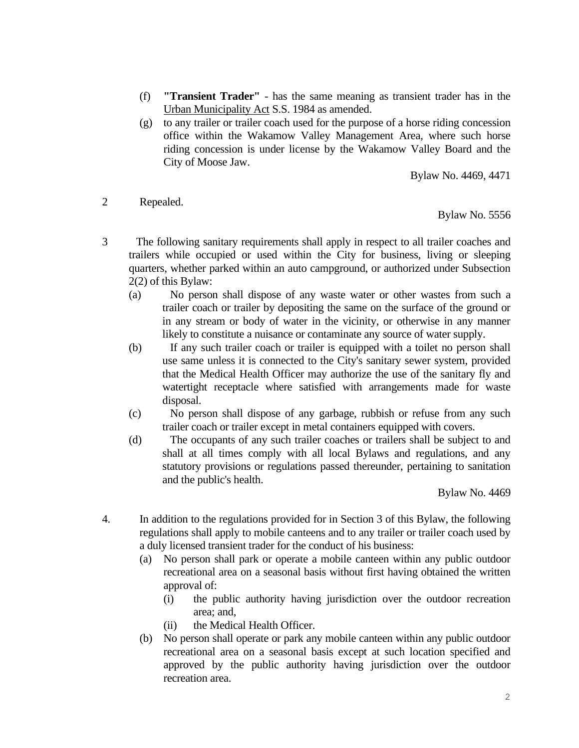(f) **"Transient Trader"** - has the same meaning as transient trader has in the Urban Municipality Act S.S. 1984 as amended.

(g) to any trailer or trailer coach used for the purpose of a horse riding concession office within the Wakamow Valley Management Area, where such horse riding concession is under license by the Wakamow Valley Board and the City of Moose Jaw.

Bylaw No. 4469, 4471

2 Repealed.

Bylaw No. 5556

3 The following sanitary requirements shall apply in respect to all trailer coaches and trailers while occupied or used within the City for business, living or sleeping quarters, whether parked within an auto campground, or authorized under Subsection 2(2) of this Bylaw:

(a) No person shall dispose of any waste water or other wastes from such a trailer coach or trailer by depositing the same on the surface of the ground or in any stream or body of water in the vicinity, or otherwise in any manner likely to constitute a nuisance or contaminate any source of water supply.

(b) If any such trailer coach or trailer is equipped with a toilet no person shall use same unless it is connected to the City's sanitary sewer system, provided that the Medical Health Officer may authorize the use of the sanitary fly and watertight receptacle where satisfied with arrangements made for waste disposal.

(c) No person shall dispose of any garbage, rubbish or refuse from any such trailer coach or trailer except in metal containers equipped with covers.

(d) The occupants of any such trailer coaches or trailers shall be subject to and shall at all times comply with all local Bylaws and regulations, and any statutory provisions or regulations passed thereunder, pertaining to sanitation and the public's health.

Bylaw No. 4469

4. In addition to the regulations provided for in Section 3 of this Bylaw, the following regulations shall apply to mobile canteens and to any trailer or trailer coach used by a duly licensed transient trader for the conduct of his business:

(a) No person shall park or operate a mobile canteen within any public outdoor recreational area on a seasonal basis without first having obtained the written approval of:

  (i) the public authority having jurisdiction over the outdoor recreation area; and,

  (ii) the Medical Health Officer.

(b) No person shall operate or park any mobile canteen within any public outdoor recreational area on a seasonal basis except at such location specified and approved by the public authority having jurisdiction over the outdoor recreation area.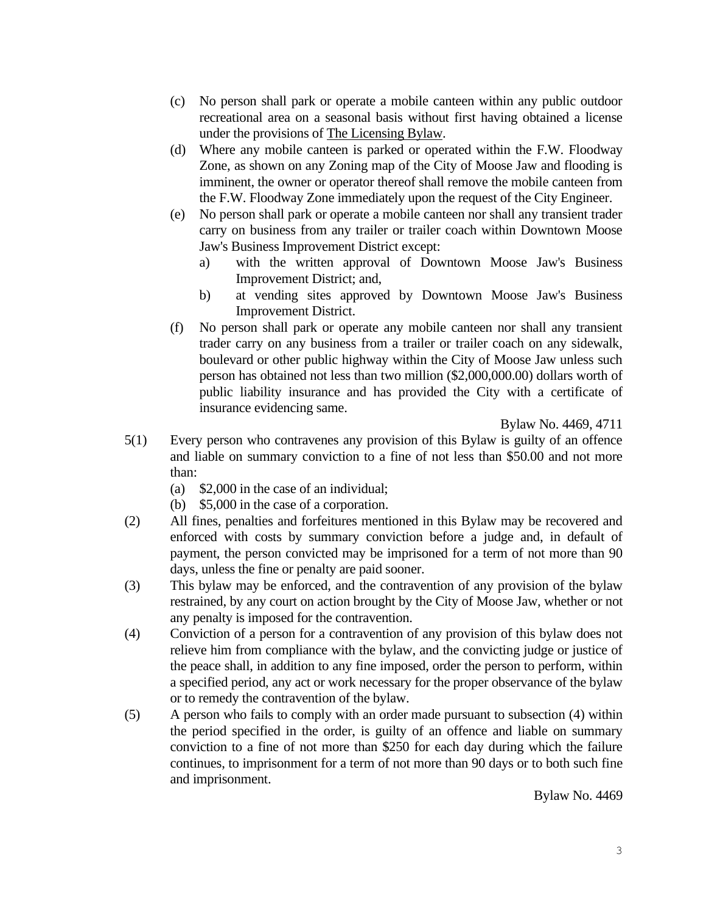(c) No person shall park or operate a mobile canteen within any public outdoor recreational area on a seasonal basis without first having obtained a license under the provisions of The Licensing Bylaw.

(d) Where any mobile canteen is parked or operated within the F.W. Floodway Zone, as shown on any Zoning map of the City of Moose Jaw and flooding is imminent, the owner or operator thereof shall remove the mobile canteen from the F.W. Floodway Zone immediately upon the request of the City Engineer.

(e) No person shall park or operate a mobile canteen nor shall any transient trader carry on business from any trailer or trailer coach within Downtown Moose Jaw's Business Improvement District except:

   a) with the written approval of Downtown Moose Jaw's Business Improvement District; and,

   b) at vending sites approved by Downtown Moose Jaw's Business Improvement District.

(f) No person shall park or operate any mobile canteen nor shall any transient trader carry on any business from a trailer or trailer coach on any sidewalk, boulevard or other public highway within the City of Moose Jaw unless such person has obtained not less than two million ($2,000,000.00) dollars worth of public liability insurance and has provided the City with a certificate of insurance evidencing same.

Bylaw No. 4469, 4711

5(1) Every person who contravenes any provision of this Bylaw is guilty of an offence and liable on summary conviction to a fine of not less than $50.00 and not more than:

   (a) $2,000 in the case of an individual;

   (b) $5,000 in the case of a corporation.

(2) All fines, penalties and forfeitures mentioned in this Bylaw may be recovered and enforced with costs by summary conviction before a judge and, in default of payment, the person convicted may be imprisoned for a term of not more than 90 days, unless the fine or penalty are paid sooner.

(3) This bylaw may be enforced, and the contravention of any provision of the bylaw restrained, by any court on action brought by the City of Moose Jaw, whether or not any penalty is imposed for the contravention.

(4) Conviction of a person for a contravention of any provision of this bylaw does not relieve him from compliance with the bylaw, and the convicting judge or justice of the peace shall, in addition to any fine imposed, order the person to perform, within a specified period, any act or work necessary for the proper observance of the bylaw or to remedy the contravention of the bylaw.

(5) A person who fails to comply with an order made pursuant to subsection (4) within the period specified in the order, is guilty of an offence and liable on summary conviction to a fine of not more than $250 for each day during which the failure continues, to imprisonment for a term of not more than 90 days or to both such fine and imprisonment.

Bylaw No. 4469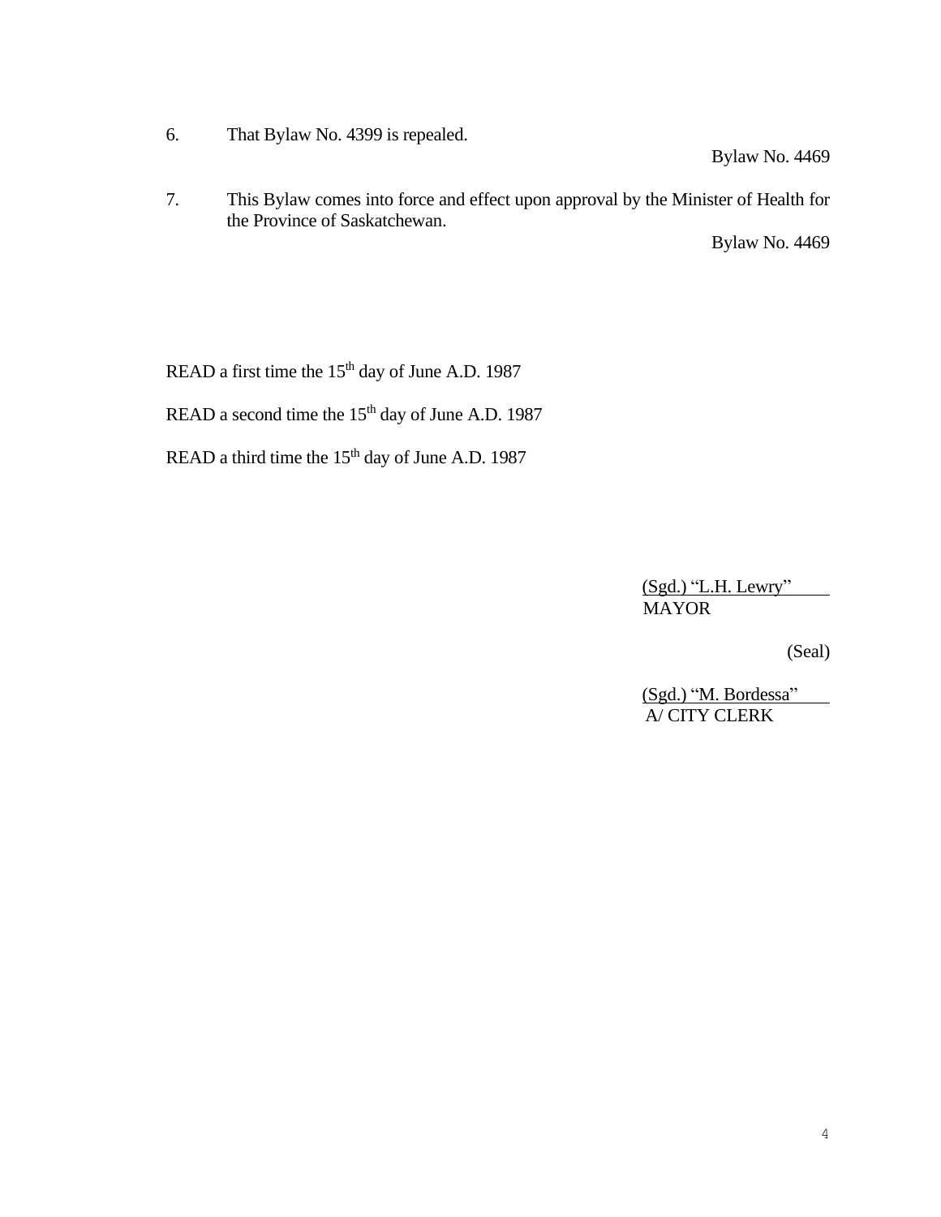6. That Bylaw No. 4399 is repealed.

Bylaw No. 4469

7. This Bylaw comes into force and effect upon approval by the Minister of Health for the Province of Saskatchewan.

Bylaw No. 4469

READ a first time the 15th day of June A.D. 1987

READ a second time the 15th day of June A.D. 1987

READ a third time the 15th day of June A.D. 1987

(Sgd.) "L.H. Lewry"
MAYOR

(Seal)

(Sgd.) "M. Bordessa"
A/ CITY CLERK